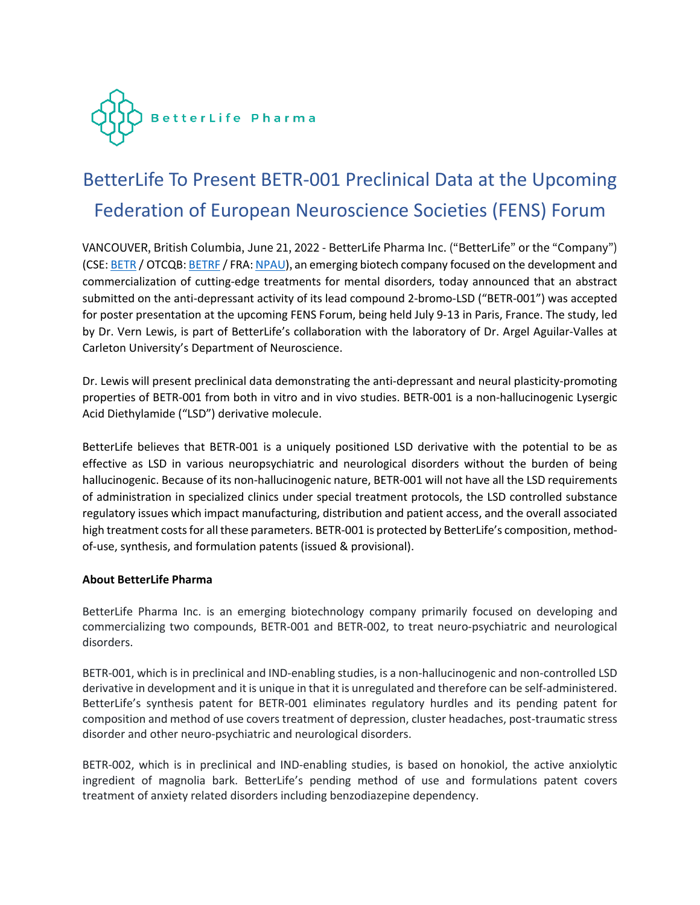BetterLife Pharma

# BetterLife To Present BETR-001 Preclinical Data at the Upcoming Federation of European Neuroscience Societies (FENS) Forum

VANCOUVER, British Columbia, June 21, 2022 - BetterLife Pharma Inc. ("BetterLife" or the "Company") (CSE: BETR / OTCQB: BETRF / FRA: NPAU), an emerging biotech company focused on the development and commercialization of cutting-edge treatments for mental disorders, today announced that an abstract submitted on the anti-depressant activity of its lead compound 2-bromo-LSD ("BETR-001") was accepted for poster presentation at the upcoming FENS Forum, being held July 9-13 in Paris, France. The study, led by Dr. Vern Lewis, is part of BetterLife's collaboration with the laboratory of Dr. Argel Aguilar-Valles at Carleton University's Department of Neuroscience.

Dr. Lewis will present preclinical data demonstrating the anti-depressant and neural plasticity-promoting properties of BETR-001 from both in vitro and in vivo studies. BETR-001 is a non-hallucinogenic Lysergic Acid Diethylamide ("LSD") derivative molecule.

BetterLife believes that BETR-001 is a uniquely positioned LSD derivative with the potential to be as effective as LSD in various neuropsychiatric and neurological disorders without the burden of being hallucinogenic. Because of its non-hallucinogenic nature, BETR-001 will not have all the LSD requirements of administration in specialized clinics under special treatment protocols, the LSD controlled substance regulatory issues which impact manufacturing, distribution and patient access, and the overall associated high treatment costs for all these parameters. BETR-001 is protected by BetterLife's composition, method-of-use, synthesis, and formulation patents (issued & provisional).

**About BetterLife Pharma**

BetterLife Pharma Inc. is an emerging biotechnology company primarily focused on developing and commercializing two compounds, BETR-001 and BETR-002, to treat neuro-psychiatric and neurological disorders.

BETR-001, which is in preclinical and IND-enabling studies, is a non-hallucinogenic and non-controlled LSD derivative in development and it is unique in that it is unregulated and therefore can be self-administered. BetterLife's synthesis patent for BETR-001 eliminates regulatory hurdles and its pending patent for composition and method of use covers treatment of depression, cluster headaches, post-traumatic stress disorder and other neuro-psychiatric and neurological disorders.

BETR-002, which is in preclinical and IND-enabling studies, is based on honokiol, the active anxiolytic ingredient of magnolia bark. BetterLife's pending method of use and formulations patent covers treatment of anxiety related disorders including benzodiazepine dependency.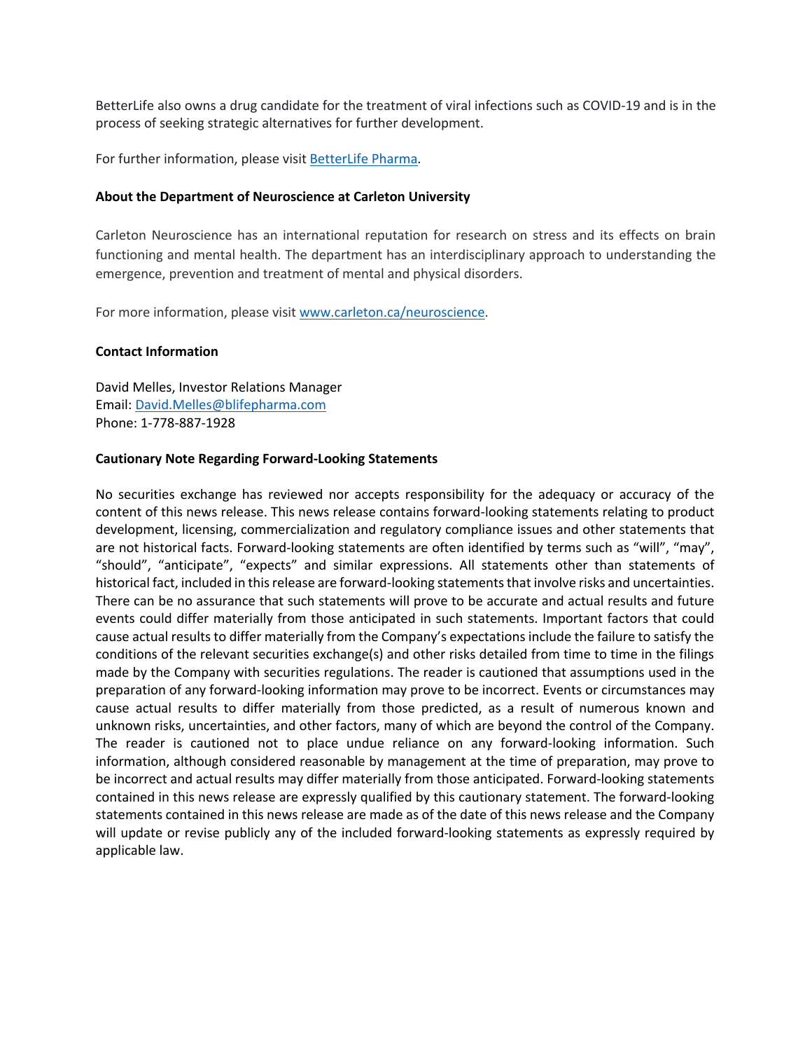BetterLife also owns a drug candidate for the treatment of viral infections such as COVID-19 and is in the process of seeking strategic alternatives for further development.

For further information, please visit [BetterLife Pharma](BetterLife Pharma).

**About the Department of Neuroscience at Carleton University**

Carleton Neuroscience has an international reputation for research on stress and its effects on brain functioning and mental health. The department has an interdisciplinary approach to understanding the emergence, prevention and treatment of mental and physical disorders.

For more information, please visit [www.carleton.ca/neuroscience](www.carleton.ca/neuroscience).

**Contact Information**

David Melles, Investor Relations Manager
Email: [David.Melles@blifepharma.com](mailto:David.Melles@blifepharma.com)
Phone: 1-778-887-1928

**Cautionary Note Regarding Forward-Looking Statements**

No securities exchange has reviewed nor accepts responsibility for the adequacy or accuracy of the content of this news release. This news release contains forward-looking statements relating to product development, licensing, commercialization and regulatory compliance issues and other statements that are not historical facts. Forward-looking statements are often identified by terms such as "will", "may", "should", "anticipate", "expects" and similar expressions. All statements other than statements of historical fact, included in this release are forward-looking statements that involve risks and uncertainties. There can be no assurance that such statements will prove to be accurate and actual results and future events could differ materially from those anticipated in such statements. Important factors that could cause actual results to differ materially from the Company's expectations include the failure to satisfy the conditions of the relevant securities exchange(s) and other risks detailed from time to time in the filings made by the Company with securities regulations. The reader is cautioned that assumptions used in the preparation of any forward-looking information may prove to be incorrect. Events or circumstances may cause actual results to differ materially from those predicted, as a result of numerous known and unknown risks, uncertainties, and other factors, many of which are beyond the control of the Company. The reader is cautioned not to place undue reliance on any forward-looking information. Such information, although considered reasonable by management at the time of preparation, may prove to be incorrect and actual results may differ materially from those anticipated. Forward-looking statements contained in this news release are expressly qualified by this cautionary statement. The forward-looking statements contained in this news release are made as of the date of this news release and the Company will update or revise publicly any of the included forward-looking statements as expressly required by applicable law.